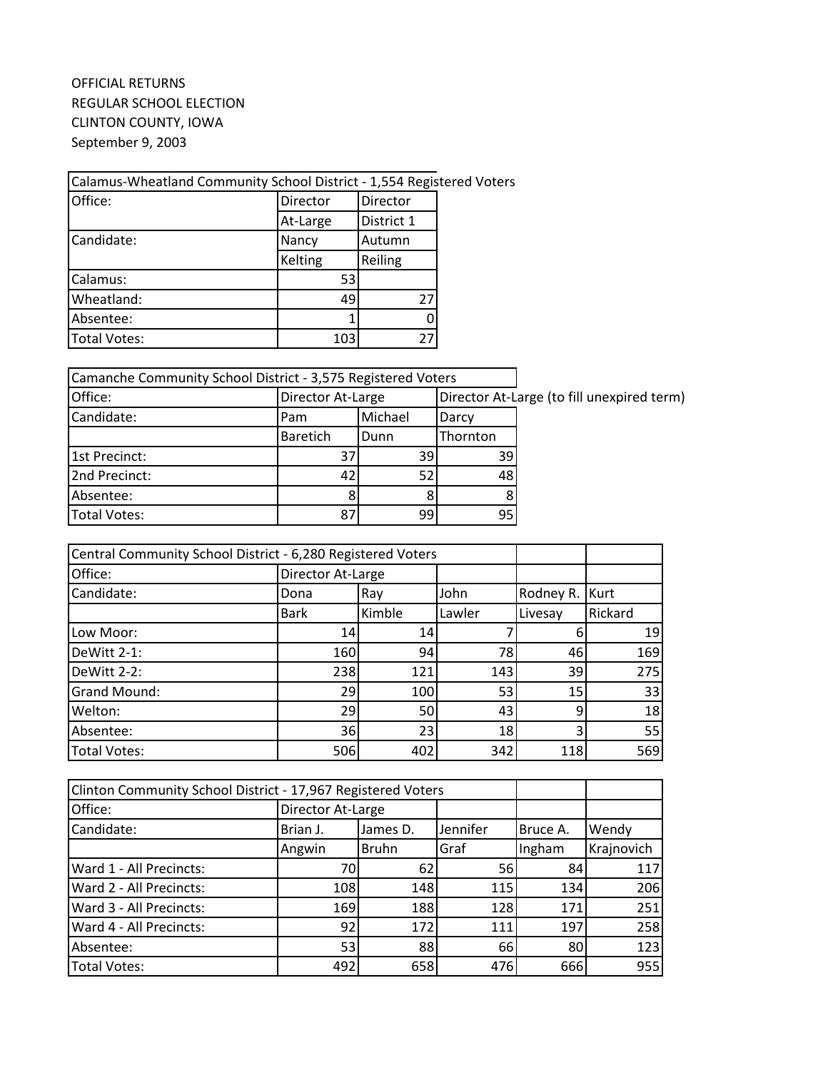OFFICIAL RETURNS
REGULAR SCHOOL ELECTION
CLINTON COUNTY, IOWA
September 9, 2003

| Calamus-Wheatland Community School District - 1,554 Registered Voters | | |
|---|---|---|
| Office: | Director At-Large | Director District 1 |
| Candidate: | Nancy Kelting | Autumn Reiling |
| Calamus: | 53 | |
| Wheatland: | 49 | 27 |
| Absentee: | 1 | 0 |
| Total Votes: | 103 | 27 |

| Camanche Community School District - 3,575 Registered Voters | | | |
|---|---|---|---|
| Office: | Director At-Large | | Director At-Large (to fill unexpired term) |
| Candidate: | Pam | Michael | Darcy |
| | Baretich | Dunn | Thornton |
| 1st Precinct: | 37 | 39 | 39 |
| 2nd Precinct: | 42 | 52 | 48 |
| Absentee: | 8 | 8 | 8 |
| Total Votes: | 87 | 99 | 95 |

| Central Community School District - 6,280 Registered Voters | | | | | |
|---|---|---|---|---|---|
| Office: | Director At-Large | | | | |
| Candidate: | Dona | Ray | John | Rodney R. | Kurt |
| | Bark | Kimble | Lawler | Livesay | Rickard |
| Low Moor: | 14 | 14 | 7 | 6 | 19 |
| DeWitt 2-1: | 160 | 94 | 78 | 46 | 169 |
| DeWitt 2-2: | 238 | 121 | 143 | 39 | 275 |
| Grand Mound: | 29 | 100 | 53 | 15 | 33 |
| Welton: | 29 | 50 | 43 | 9 | 18 |
| Absentee: | 36 | 23 | 18 | 3 | 55 |
| Total Votes: | 506 | 402 | 342 | 118 | 569 |

| Clinton Community School District - 17,967 Registered Voters | | | | | |
|---|---|---|---|---|---|
| Office: | Director At-Large | | | | |
| Candidate: | Brian J. | James D. | Jennifer | Bruce A. | Wendy |
| | Angwin | Bruhn | Graf | Ingham | Krajnovich |
| Ward 1 - All Precincts: | 70 | 62 | 56 | 84 | 117 |
| Ward 2 - All Precincts: | 108 | 148 | 115 | 134 | 206 |
| Ward 3 - All Precincts: | 169 | 188 | 128 | 171 | 251 |
| Ward 4 - All Precincts: | 92 | 172 | 111 | 197 | 258 |
| Absentee: | 53 | 88 | 66 | 80 | 123 |
| Total Votes: | 492 | 658 | 476 | 666 | 955 |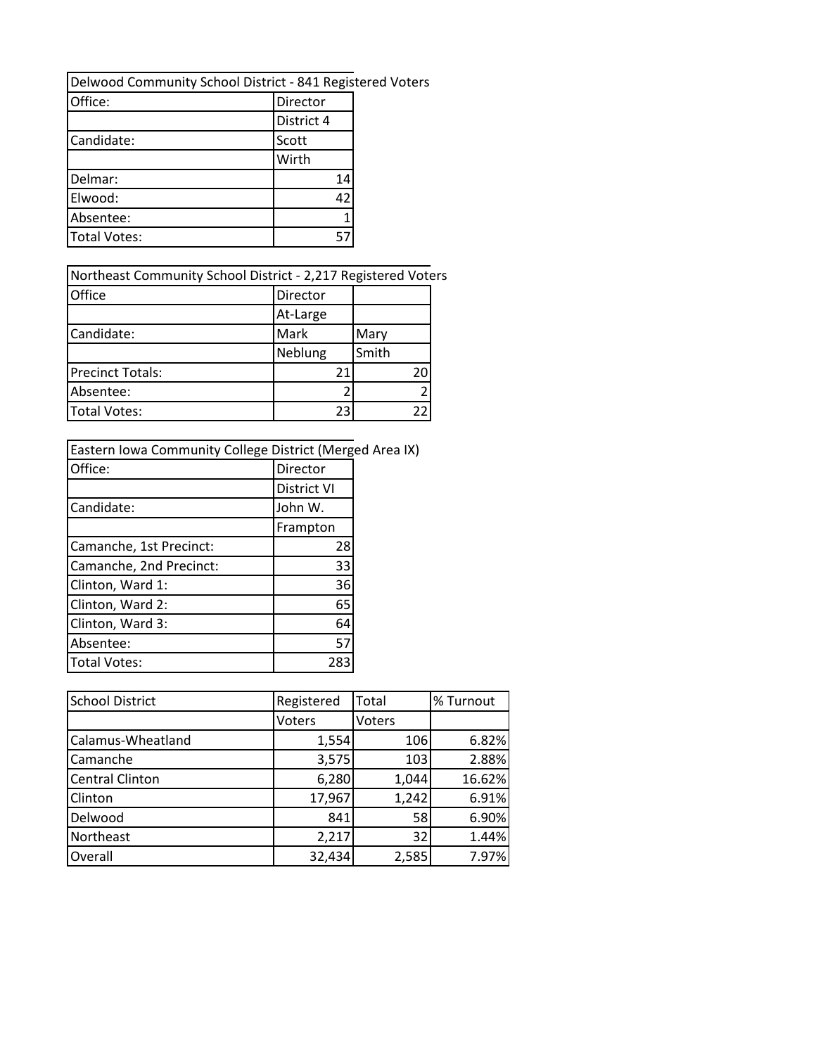Delwood Community School District - 841 Registered Voters

| | |
|---|---|
| Office: | Director |
| | District 4 |
| Candidate: | Scott |
| | Wirth |
| Delmar: | 14 |
| Elwood: | 42 |
| Absentee: | 1 |
| Total Votes: | 57 |

Northeast Community School District - 2,217 Registered Voters

| | | |
|---|---|---|
| Office | Director | |
| | At-Large | |
| Candidate: | Mark | Mary |
| | Neblung | Smith |
| Precinct Totals: | 21 | 20 |
| Absentee: | 2 | 2 |
| Total Votes: | 23 | 22 |

Eastern Iowa Community College District (Merged Area IX)

| | |
|---|---|
| Office: | Director |
| | District VI |
| Candidate: | John W. |
| | Frampton |
| Camanche, 1st Precinct: | 28 |
| Camanche, 2nd Precinct: | 33 |
| Clinton, Ward 1: | 36 |
| Clinton, Ward 2: | 65 |
| Clinton, Ward 3: | 64 |
| Absentee: | 57 |
| Total Votes: | 283 |

| School District | Registered Voters | Total Voters | % Turnout |
|---|---|---|---|
| Calamus-Wheatland | 1,554 | 106 | 6.82% |
| Camanche | 3,575 | 103 | 2.88% |
| Central Clinton | 6,280 | 1,044 | 16.62% |
| Clinton | 17,967 | 1,242 | 6.91% |
| Delwood | 841 | 58 | 6.90% |
| Northeast | 2,217 | 32 | 1.44% |
| Overall | 32,434 | 2,585 | 7.97% |